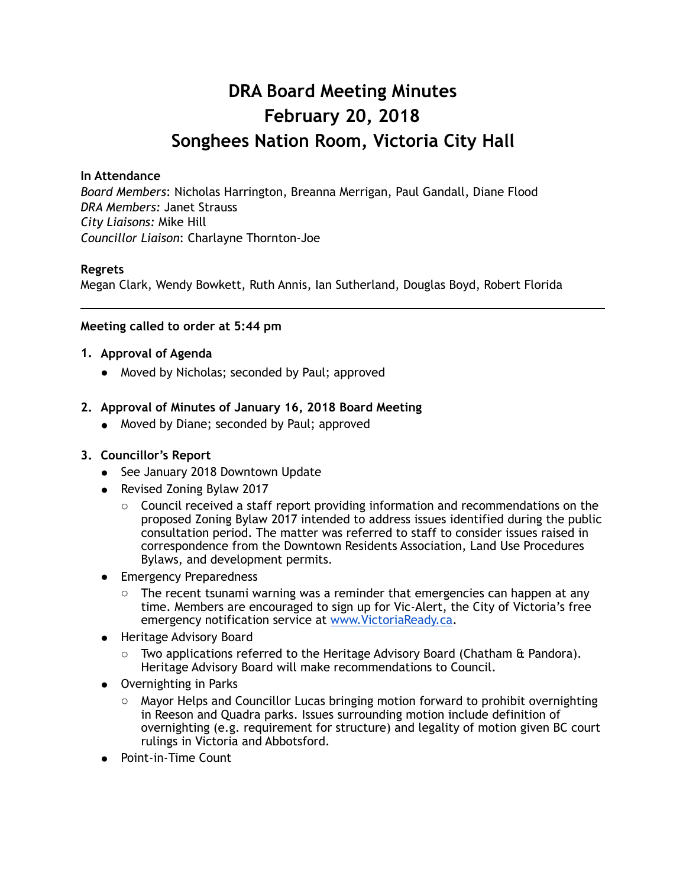# DRA Board Meeting Minutes
# February 20, 2018
# Songhees Nation Room, Victoria City Hall

**In Attendance**
*Board Members*: Nicholas Harrington, Breanna Merrigan, Paul Gandall, Diane Flood
*DRA Members:* Janet Strauss
*City Liaisons:* Mike Hill
*Councillor Liaison*: Charlayne Thornton-Joe

**Regrets**
Megan Clark, Wendy Bowkett, Ruth Annis, Ian Sutherland, Douglas Boyd, Robert Florida

---

**Meeting called to order at 5:44 pm**

1. **Approval of Agenda**
   - Moved by Nicholas; seconded by Paul; approved

2. **Approval of Minutes of January 16, 2018 Board Meeting**
   - Moved by Diane; seconded by Paul; approved

3. **Councillor's Report**
   - See January 2018 Downtown Update
   - Revised Zoning Bylaw 2017
     - Council received a staff report providing information and recommendations on the proposed Zoning Bylaw 2017 intended to address issues identified during the public consultation period. The matter was referred to staff to consider issues raised in correspondence from the Downtown Residents Association, Land Use Procedures Bylaws, and development permits.
   - Emergency Preparedness
     - The recent tsunami warning was a reminder that emergencies can happen at any time. Members are encouraged to sign up for Vic-Alert, the City of Victoria's free emergency notification service at [www.VictoriaReady.ca](http://www.VictoriaReady.ca).
   - Heritage Advisory Board
     - Two applications referred to the Heritage Advisory Board (Chatham & Pandora). Heritage Advisory Board will make recommendations to Council.
   - Overnighting in Parks
     - Mayor Helps and Councillor Lucas bringing motion forward to prohibit overnighting in Reeson and Quadra parks. Issues surrounding motion include definition of overnighting (e.g. requirement for structure) and legality of motion given BC court rulings in Victoria and Abbotsford.
   - Point-in-Time Count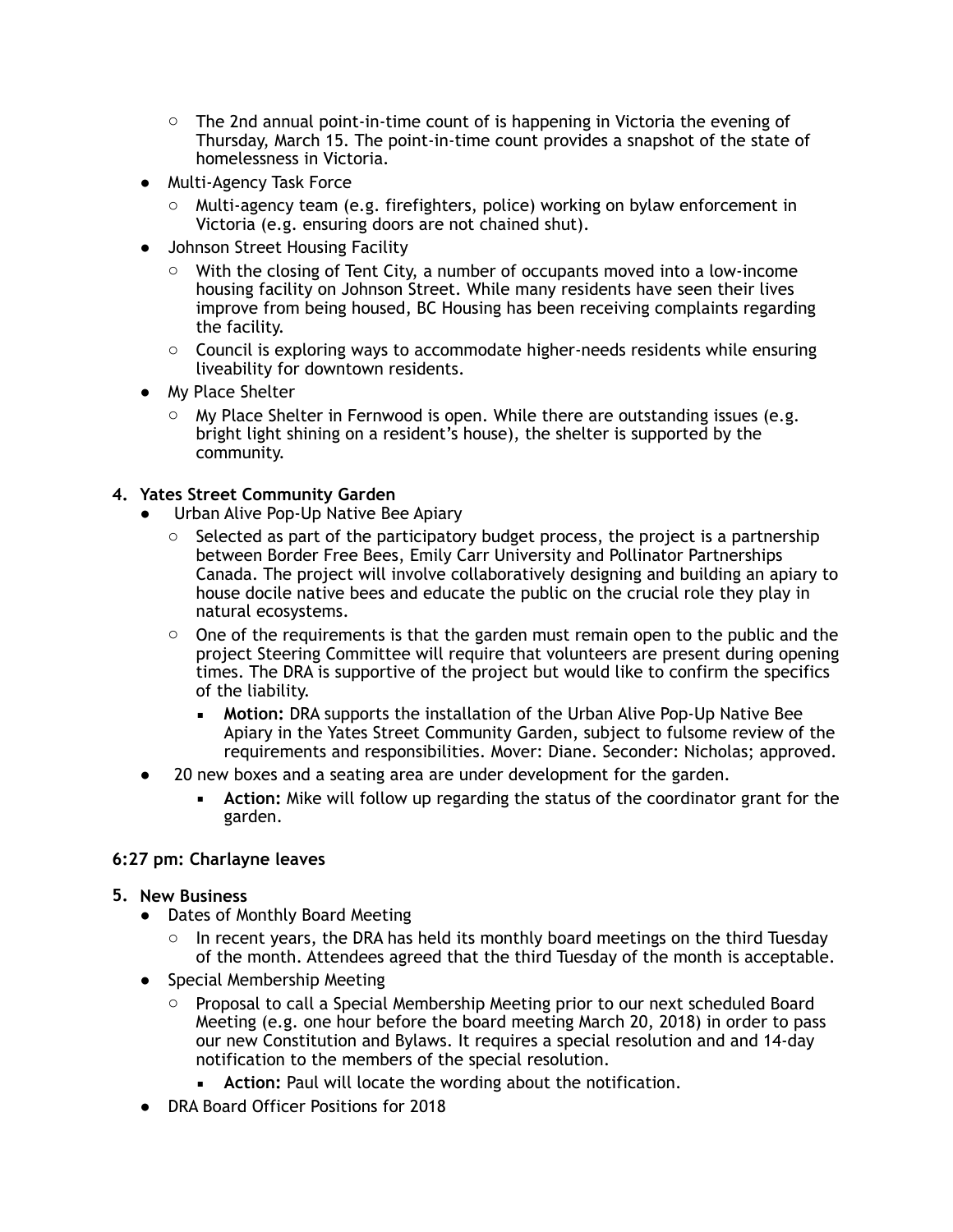- The 2nd annual point-in-time count of is happening in Victoria the evening of Thursday, March 15. The point-in-time count provides a snapshot of the state of homelessness in Victoria.
- Multi-Agency Task Force
  - Multi-agency team (e.g. firefighters, police) working on bylaw enforcement in Victoria (e.g. ensuring doors are not chained shut).
- Johnson Street Housing Facility
  - With the closing of Tent City, a number of occupants moved into a low-income housing facility on Johnson Street. While many residents have seen their lives improve from being housed, BC Housing has been receiving complaints regarding the facility.
  - Council is exploring ways to accommodate higher-needs residents while ensuring liveability for downtown residents.
- My Place Shelter
  - My Place Shelter in Fernwood is open. While there are outstanding issues (e.g. bright light shining on a resident's house), the shelter is supported by the community.

4. **Yates Street Community Garden**
   - Urban Alive Pop-Up Native Bee Apiary
     - Selected as part of the participatory budget process, the project is a partnership between Border Free Bees, Emily Carr University and Pollinator Partnerships Canada. The project will involve collaboratively designing and building an apiary to house docile native bees and educate the public on the crucial role they play in natural ecosystems.
     - One of the requirements is that the garden must remain open to the public and the project Steering Committee will require that volunteers are present during opening times. The DRA is supportive of the project but would like to confirm the specifics of the liability.
       - **Motion:** DRA supports the installation of the Urban Alive Pop-Up Native Bee Apiary in the Yates Street Community Garden, subject to fulsome review of the requirements and responsibilities. Mover: Diane. Seconder: Nicholas; approved.
   - 20 new boxes and a seating area are under development for the garden.
       - **Action:** Mike will follow up regarding the status of the coordinator grant for the garden.

**6:27 pm: Charlayne leaves**

5. **New Business**
   - Dates of Monthly Board Meeting
     - In recent years, the DRA has held its monthly board meetings on the third Tuesday of the month. Attendees agreed that the third Tuesday of the month is acceptable.
   - Special Membership Meeting
     - Proposal to call a Special Membership Meeting prior to our next scheduled Board Meeting (e.g. one hour before the board meeting March 20, 2018) in order to pass our new Constitution and Bylaws. It requires a special resolution and and 14-day notification to the members of the special resolution.
       - **Action:** Paul will locate the wording about the notification.
   - DRA Board Officer Positions for 2018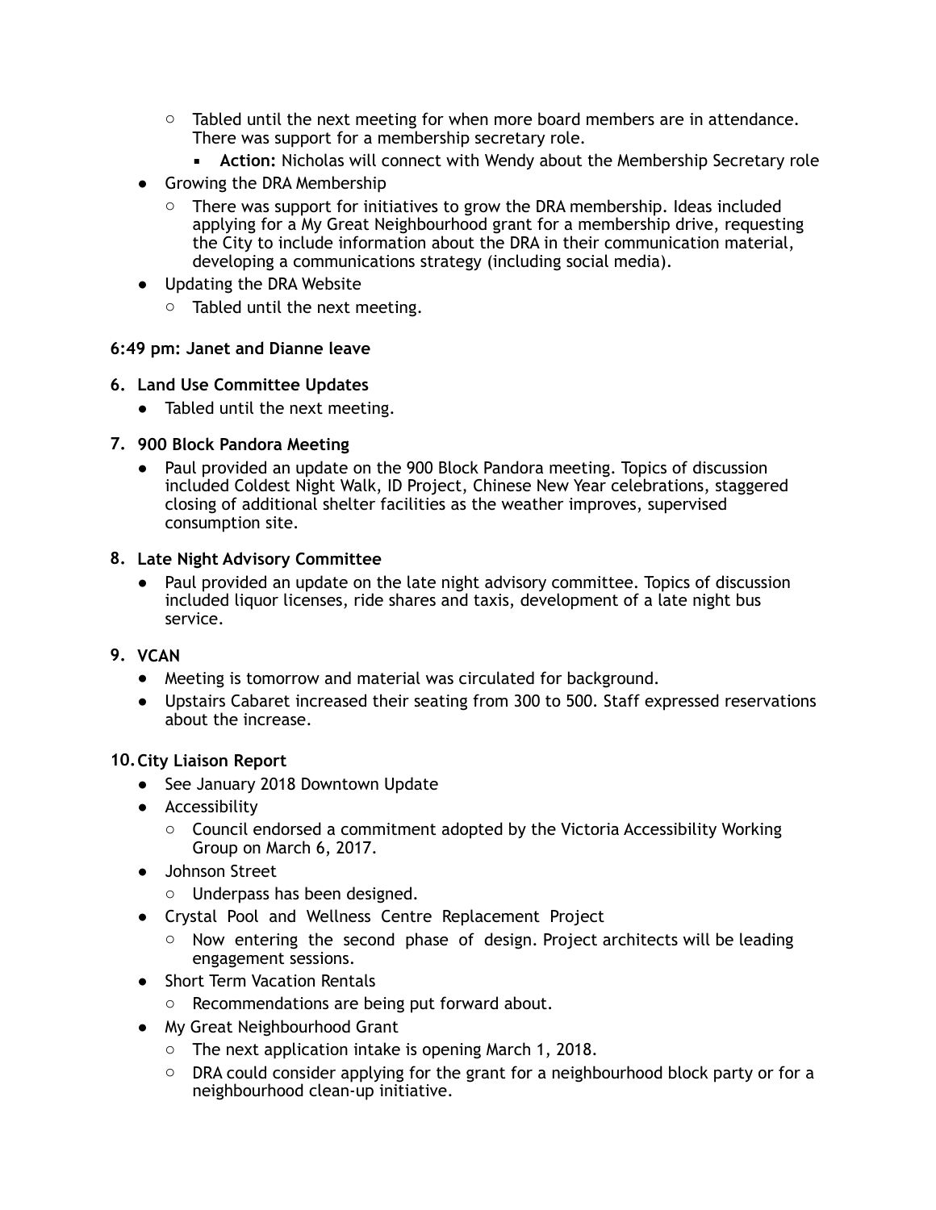- Tabled until the next meeting for when more board members are in attendance. There was support for a membership secretary role.
        - **Action:** Nicholas will connect with Wendy about the Membership Secretary role
- Growing the DRA Membership
    - There was support for initiatives to grow the DRA membership. Ideas included applying for a My Great Neighbourhood grant for a membership drive, requesting the City to include information about the DRA in their communication material, developing a communications strategy (including social media).
- Updating the DRA Website
    - Tabled until the next meeting.

**6:49 pm: Janet and Dianne leave**

**6. Land Use Committee Updates**

- Tabled until the next meeting.

**7. 900 Block Pandora Meeting**

- Paul provided an update on the 900 Block Pandora meeting. Topics of discussion included Coldest Night Walk, ID Project, Chinese New Year celebrations, staggered closing of additional shelter facilities as the weather improves, supervised consumption site.

**8. Late Night Advisory Committee**

- Paul provided an update on the late night advisory committee. Topics of discussion included liquor licenses, ride shares and taxis, development of a late night bus service.

**9. VCAN**

- Meeting is tomorrow and material was circulated for background.
- Upstairs Cabaret increased their seating from 300 to 500. Staff expressed reservations about the increase.

**10. City Liaison Report**

- See January 2018 Downtown Update
- Accessibility
    - Council endorsed a commitment adopted by the Victoria Accessibility Working Group on March 6, 2017.
- Johnson Street
    - Underpass has been designed.
- Crystal Pool and Wellness Centre Replacement Project
    - Now entering the second phase of design. Project architects will be leading engagement sessions.
- Short Term Vacation Rentals
    - Recommendations are being put forward about.
- My Great Neighbourhood Grant
    - The next application intake is opening March 1, 2018.
    - DRA could consider applying for the grant for a neighbourhood block party or for a neighbourhood clean-up initiative.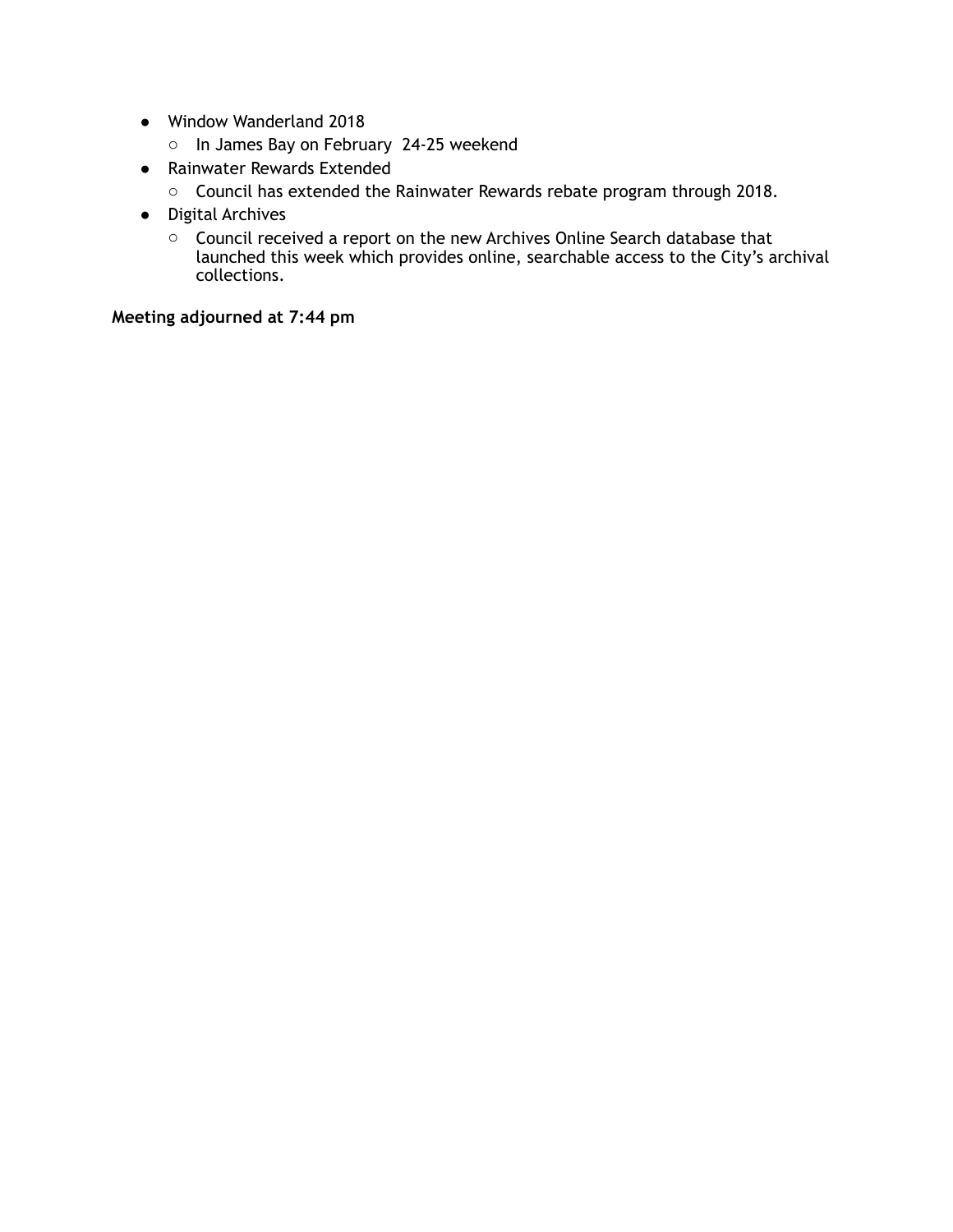- Window Wanderland 2018
  - In James Bay on February 24-25 weekend
- Rainwater Rewards Extended
  - Council has extended the Rainwater Rewards rebate program through 2018.
- Digital Archives
  - Council received a report on the new Archives Online Search database that launched this week which provides online, searchable access to the City's archival collections.

**Meeting adjourned at 7:44 pm**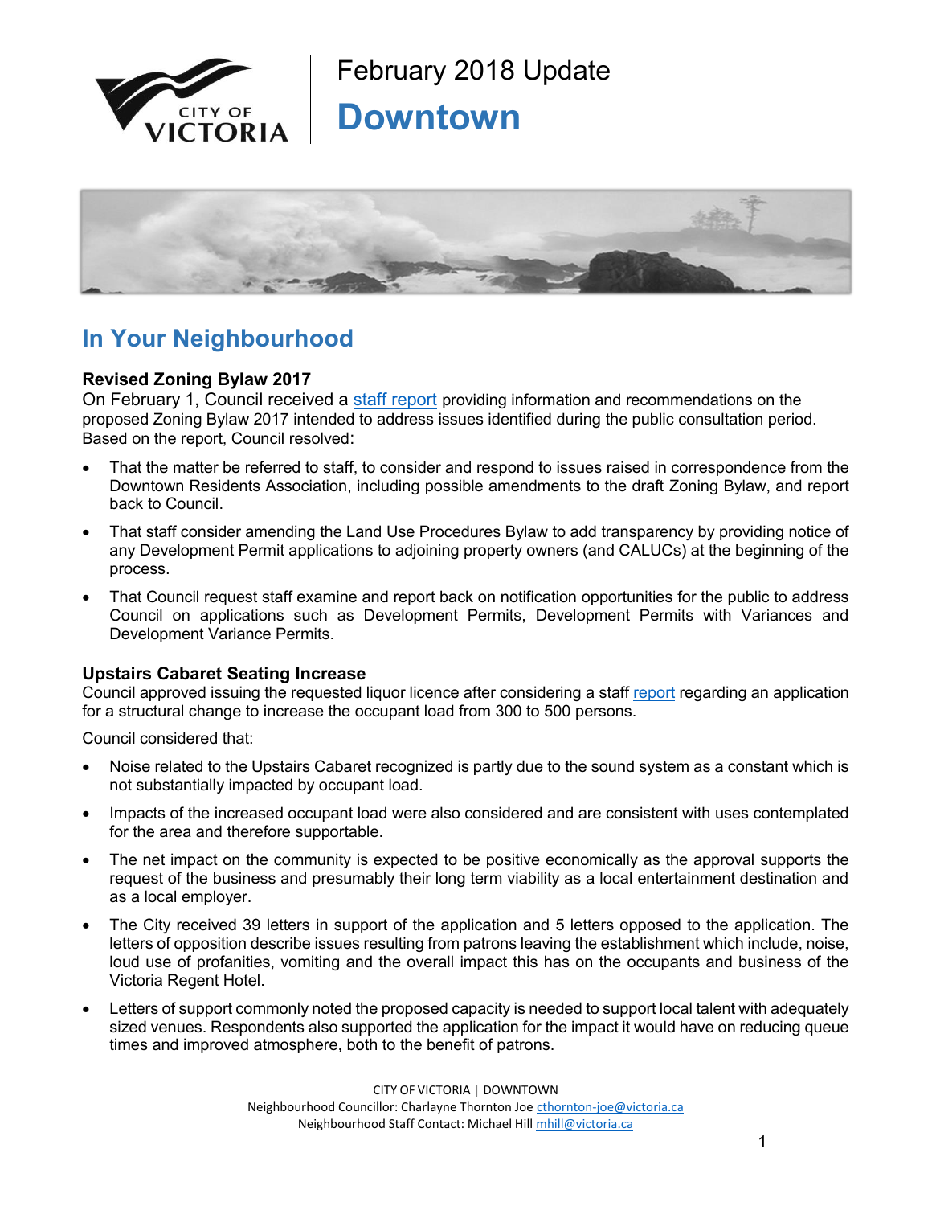February 2018 Update

# Downtown

## In Your Neighbourhood

### Revised Zoning Bylaw 2017

On February 1, Council received a staff report providing information and recommendations on the proposed Zoning Bylaw 2017 intended to address issues identified during the public consultation period. Based on the report, Council resolved:

- That the matter be referred to staff, to consider and respond to issues raised in correspondence from the Downtown Residents Association, including possible amendments to the draft Zoning Bylaw, and report back to Council.
- That staff consider amending the Land Use Procedures Bylaw to add transparency by providing notice of any Development Permit applications to adjoining property owners (and CALUCs) at the beginning of the process.
- That Council request staff examine and report back on notification opportunities for the public to address Council on applications such as Development Permits, Development Permits with Variances and Development Variance Permits.

### Upstairs Cabaret Seating Increase

Council approved issuing the requested liquor licence after considering a staff report regarding an application for a structural change to increase the occupant load from 300 to 500 persons.

Council considered that:

- Noise related to the Upstairs Cabaret recognized is partly due to the sound system as a constant which is not substantially impacted by occupant load.
- Impacts of the increased occupant load were also considered and are consistent with uses contemplated for the area and therefore supportable.
- The net impact on the community is expected to be positive economically as the approval supports the request of the business and presumably their long term viability as a local entertainment destination and as a local employer.
- The City received 39 letters in support of the application and 5 letters opposed to the application. The letters of opposition describe issues resulting from patrons leaving the establishment which include, noise, loud use of profanities, vomiting and the overall impact this has on the occupants and business of the Victoria Regent Hotel.
- Letters of support commonly noted the proposed capacity is needed to support local talent with adequately sized venues. Respondents also supported the application for the impact it would have on reducing queue times and improved atmosphere, both to the benefit of patrons.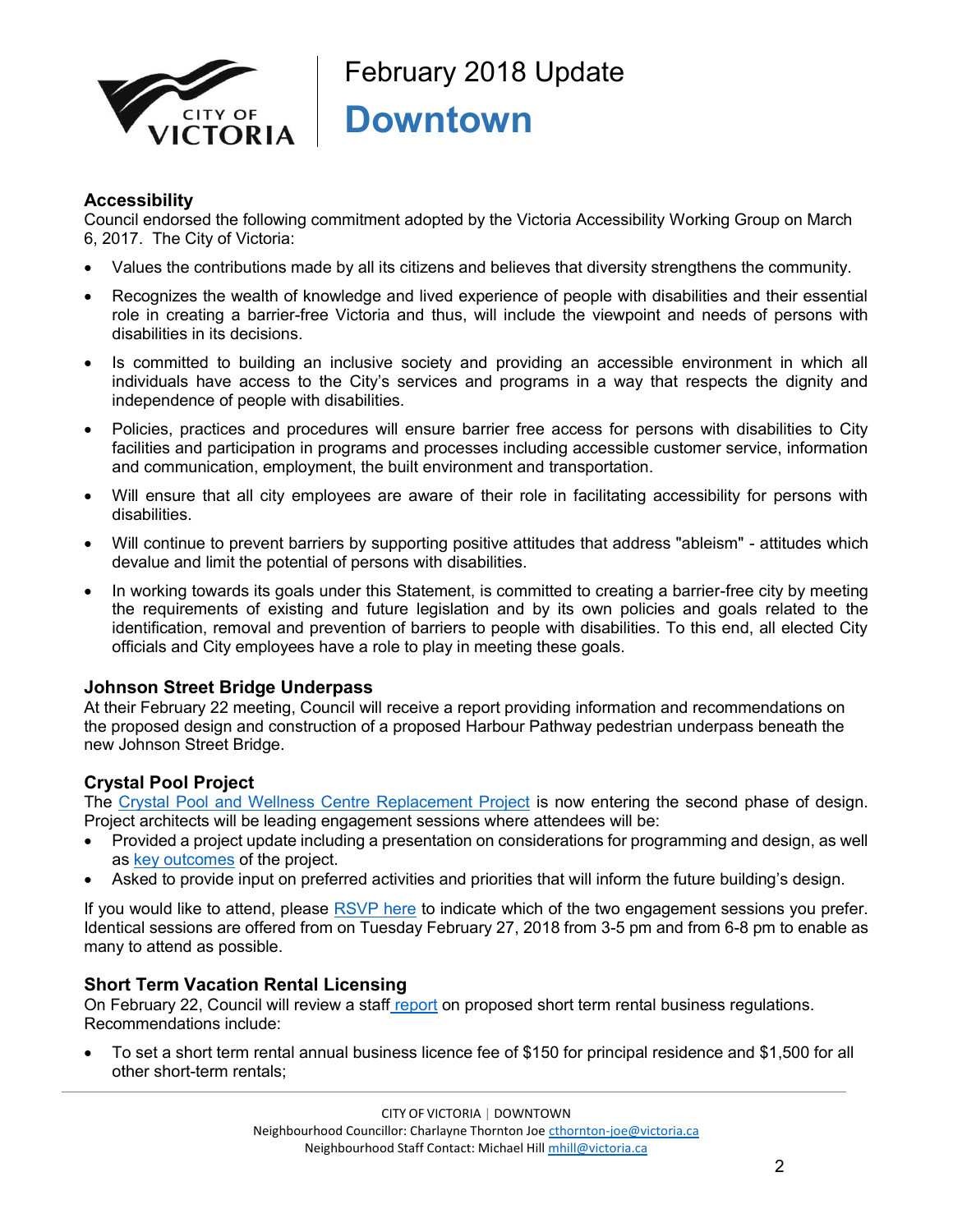# February 2018 Update

# Downtown

## Accessibility

Council endorsed the following commitment adopted by the Victoria Accessibility Working Group on March 6, 2017. The City of Victoria:

- Values the contributions made by all its citizens and believes that diversity strengthens the community.
- Recognizes the wealth of knowledge and lived experience of people with disabilities and their essential role in creating a barrier-free Victoria and thus, will include the viewpoint and needs of persons with disabilities in its decisions.
- Is committed to building an inclusive society and providing an accessible environment in which all individuals have access to the City's services and programs in a way that respects the dignity and independence of people with disabilities.
- Policies, practices and procedures will ensure barrier free access for persons with disabilities to City facilities and participation in programs and processes including accessible customer service, information and communication, employment, the built environment and transportation.
- Will ensure that all city employees are aware of their role in facilitating accessibility for persons with disabilities.
- Will continue to prevent barriers by supporting positive attitudes that address "ableism" - attitudes which devalue and limit the potential of persons with disabilities.
- In working towards its goals under this Statement, is committed to creating a barrier-free city by meeting the requirements of existing and future legislation and by its own policies and goals related to the identification, removal and prevention of barriers to people with disabilities. To this end, all elected City officials and City employees have a role to play in meeting these goals.

## Johnson Street Bridge Underpass

At their February 22 meeting, Council will receive a report providing information and recommendations on the proposed design and construction of a proposed Harbour Pathway pedestrian underpass beneath the new Johnson Street Bridge.

## Crystal Pool Project

The Crystal Pool and Wellness Centre Replacement Project is now entering the second phase of design. Project architects will be leading engagement sessions where attendees will be:

- Provided a project update including a presentation on considerations for programming and design, as well as key outcomes of the project.
- Asked to provide input on preferred activities and priorities that will inform the future building's design.

If you would like to attend, please RSVP here to indicate which of the two engagement sessions you prefer. Identical sessions are offered from on Tuesday February 27, 2018 from 3-5 pm and from 6-8 pm to enable as many to attend as possible.

## Short Term Vacation Rental Licensing

On February 22, Council will review a staff report on proposed short term rental business regulations. Recommendations include:

- To set a short term rental annual business licence fee of $150 for principal residence and $1,500 for all other short-term rentals;

CITY OF VICTORIA | DOWNTOWN
Neighbourhood Councillor: Charlayne Thornton Joe cthornton-joe@victoria.ca
Neighbourhood Staff Contact: Michael Hill mhill@victoria.ca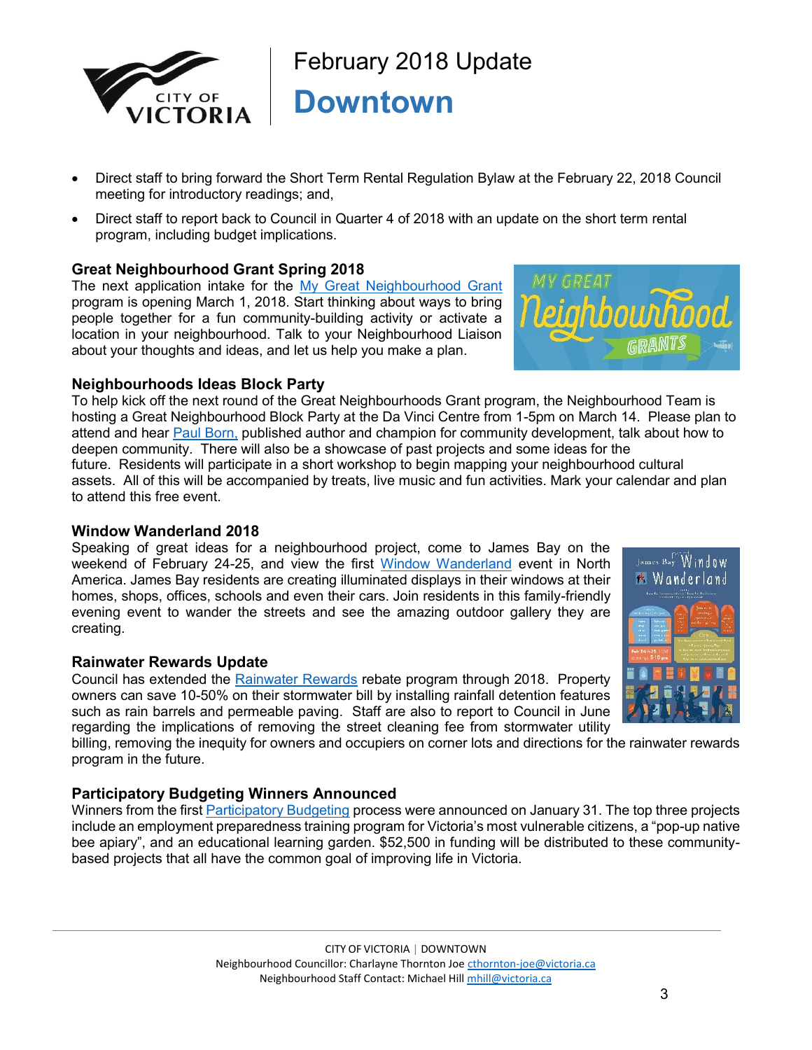- Direct staff to bring forward the Short Term Rental Regulation Bylaw at the February 22, 2018 Council meeting for introductory readings; and,
- Direct staff to report back to Council in Quarter 4 of 2018 with an update on the short term rental program, including budget implications.

### Great Neighbourhood Grant Spring 2018

The next application intake for the My Great Neighbourhood Grant program is opening March 1, 2018. Start thinking about ways to bring people together for a fun community-building activity or activate a location in your neighbourhood. Talk to your Neighbourhood Liaison about your thoughts and ideas, and let us help you make a plan.

### Neighbourhoods Ideas Block Party

To help kick off the next round of the Great Neighbourhoods Grant program, the Neighbourhood Team is hosting a Great Neighbourhood Block Party at the Da Vinci Centre from 1-5pm on March 14. Please plan to attend and hear Paul Born, published author and champion for community development, talk about how to deepen community. There will also be a showcase of past projects and some ideas for the future. Residents will participate in a short workshop to begin mapping your neighbourhood cultural assets. All of this will be accompanied by treats, live music and fun activities. Mark your calendar and plan to attend this free event.

### Window Wanderland 2018

Speaking of great ideas for a neighbourhood project, come to James Bay on the weekend of February 24-25, and view the first Window Wanderland event in North America. James Bay residents are creating illuminated displays in their windows at their homes, shops, offices, schools and even their cars. Join residents in this family-friendly evening event to wander the streets and see the amazing outdoor gallery they are creating.

### Rainwater Rewards Update

Council has extended the Rainwater Rewards rebate program through 2018. Property owners can save 10-50% on their stormwater bill by installing rainfall detention features such as rain barrels and permeable paving. Staff are also to report to Council in June regarding the implications of removing the street cleaning fee from stormwater utility billing, removing the inequity for owners and occupiers on corner lots and directions for the rainwater rewards program in the future.

### Participatory Budgeting Winners Announced

Winners from the first Participatory Budgeting process were announced on January 31. The top three projects include an employment preparedness training program for Victoria's most vulnerable citizens, a "pop-up native bee apiary", and an educational learning garden. $52,500 in funding will be distributed to these community-based projects that all have the common goal of improving life in Victoria.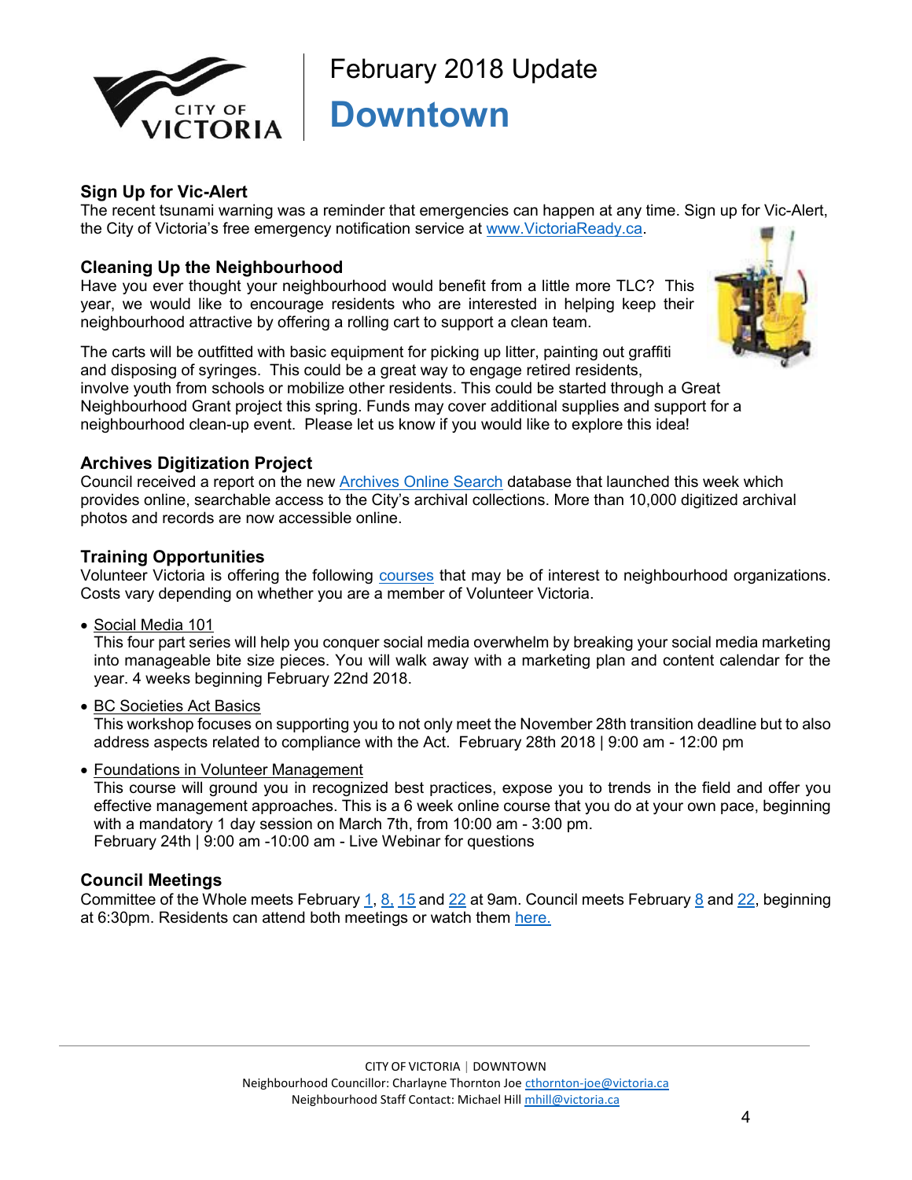# February 2018 Update

# Downtown

### Sign Up for Vic-Alert

The recent tsunami warning was a reminder that emergencies can happen at any time. Sign up for Vic-Alert, the City of Victoria's free emergency notification service at www.VictoriaReady.ca.

### Cleaning Up the Neighbourhood

Have you ever thought your neighbourhood would benefit from a little more TLC? This year, we would like to encourage residents who are interested in helping keep their neighbourhood attractive by offering a rolling cart to support a clean team.

The carts will be outfitted with basic equipment for picking up litter, painting out graffiti and disposing of syringes. This could be a great way to engage retired residents, involve youth from schools or mobilize other residents. This could be started through a Great Neighbourhood Grant project this spring. Funds may cover additional supplies and support for a neighbourhood clean-up event. Please let us know if you would like to explore this idea!

### Archives Digitization Project

Council received a report on the new Archives Online Search database that launched this week which provides online, searchable access to the City's archival collections. More than 10,000 digitized archival photos and records are now accessible online.

### Training Opportunities

Volunteer Victoria is offering the following courses that may be of interest to neighbourhood organizations. Costs vary depending on whether you are a member of Volunteer Victoria.

- Social Media 101
  This four part series will help you conquer social media overwhelm by breaking your social media marketing into manageable bite size pieces. You will walk away with a marketing plan and content calendar for the year. 4 weeks beginning February 22nd 2018.
- BC Societies Act Basics
  This workshop focuses on supporting you to not only meet the November 28th transition deadline but to also address aspects related to compliance with the Act. February 28th 2018 | 9:00 am - 12:00 pm
- Foundations in Volunteer Management
  This course will ground you in recognized best practices, expose you to trends in the field and offer you effective management approaches. This is a 6 week online course that you do at your own pace, beginning with a mandatory 1 day session on March 7th, from 10:00 am - 3:00 pm.
  February 24th | 9:00 am -10:00 am - Live Webinar for questions

### Council Meetings

Committee of the Whole meets February 1, 8, 15 and 22 at 9am. Council meets February 8 and 22, beginning at 6:30pm. Residents can attend both meetings or watch them here.

CITY OF VICTORIA | DOWNTOWN
Neighbourhood Councillor: Charlayne Thornton Joe cthornton-joe@victoria.ca
Neighbourhood Staff Contact: Michael Hill mhill@victoria.ca